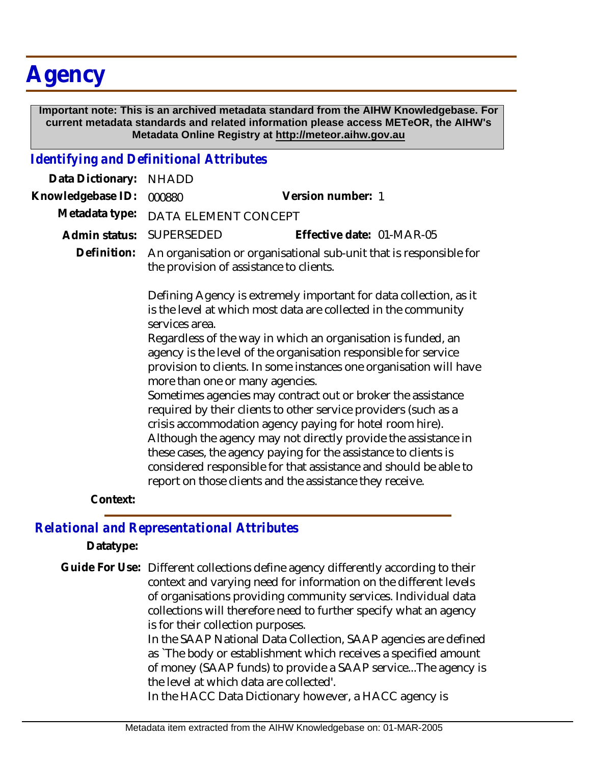# Agency

**Important note: This is an archived metadata standard from the AIHW Knowledgebase. For current metadata standards and related information please access METeOR, the AIHW's Metadata Online Registry at http://meteor.aihw.gov.au**

## *Identifying and Definitional Attributes*

**Data Dictionary:** NHADD

**Knowledgebase ID:** 000880 **Version number:** 1

**Metadata type:** DATA ELEMENT CONCEPT

**Admin status:** SUPERSEDED **Effective date:** 01-MAR-05

**Definition:** An organisation or organisational sub-unit that is responsible for the provision of assistance to clients.

Defining Agency is extremely important for data collection, as it is the level at which most data are collected in the community services area.

Regardless of the way in which an organisation is funded, an agency is the level of the organisation responsible for service provision to clients. In some instances one organisation will have more than one or many agencies.

Sometimes agencies may contract out or broker the assistance required by their clients to other service providers (such as a crisis accommodation agency paying for hotel room hire). Although the agency may not directly provide the assistance in these cases, the agency paying for the assistance to clients is considered responsible for that assistance and should be able to report on those clients and the assistance they receive.

**Context:**

## *Relational and Representational Attributes*

**Datatype:**

**Guide For Use:** Different collections define agency differently according to their context and varying need for information on the different levels of organisations providing community services. Individual data collections will therefore need to further specify what an agency is for their collection purposes.

In the SAAP National Data Collection, SAAP agencies are defined as `The body or establishment which receives a specified amount of money (SAAP funds) to provide a SAAP service...The agency is the level at which data are collected'.

In the HACC Data Dictionary however, a HACC agency is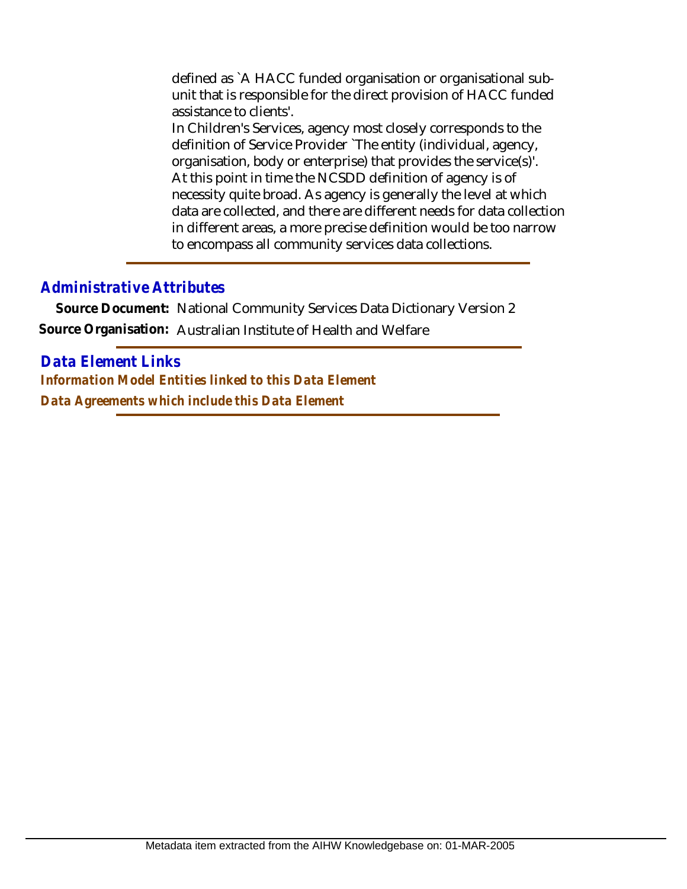defined as `A HACC funded organisation or organisational sub-unit that is responsible for the direct provision of HACC funded assistance to clients'.

In Children's Services, agency most closely corresponds to the definition of Service Provider `The entity (individual, agency, organisation, body or enterprise) that provides the service(s)'.

At this point in time the NCSDD definition of agency is of necessity quite broad. As agency is generally the level at which data are collected, and there are different needs for data collection in different areas, a more precise definition would be too narrow to encompass all community services data collections.

## Administrative Attributes

**Source Document:** National Community Services Data Dictionary Version 2

**Source Organisation:** Australian Institute of Health and Welfare

## Data Element Links

***Information Model Entities linked to this Data Element***

***Data Agreements which include this Data Element***

Metadata item extracted from the AIHW Knowledgebase on: 01-MAR-2005